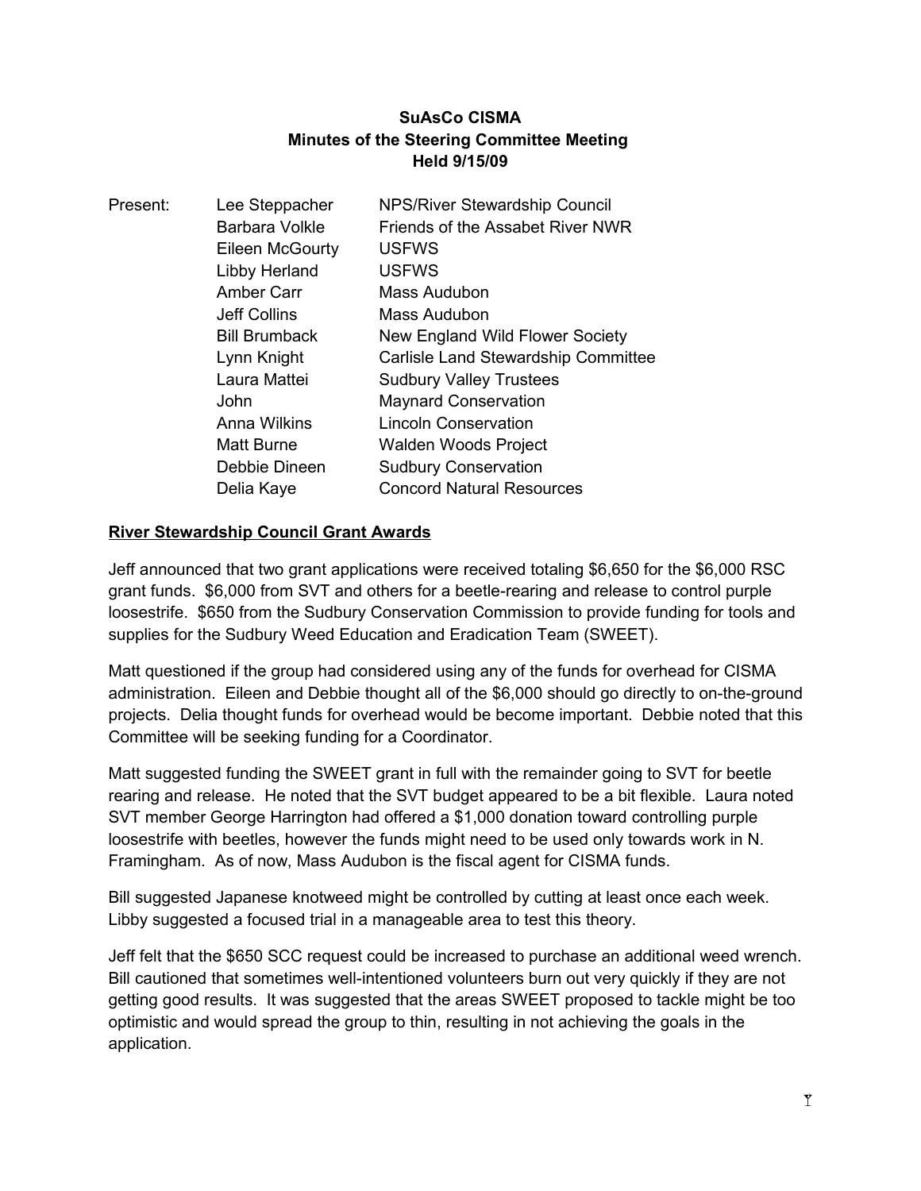**SuAsCo CISMA**
**Minutes of the Steering Committee Meeting**
**Held 9/15/09**

| | | |
|---|---|---|
| Present: | Lee Steppacher | NPS/River Stewardship Council |
| | Barbara Volkle | Friends of the Assabet River NWR |
| | Eileen McGourty | USFWS |
| | Libby Herland | USFWS |
| | Amber Carr | Mass Audubon |
| | Jeff Collins | Mass Audubon |
| | Bill Brumback | New England Wild Flower Society |
| | Lynn Knight | Carlisle Land Stewardship Committee |
| | Laura Mattei | Sudbury Valley Trustees |
| | John | Maynard Conservation |
| | Anna Wilkins | Lincoln Conservation |
| | Matt Burne | Walden Woods Project |
| | Debbie Dineen | Sudbury Conservation |
| | Delia Kaye | Concord Natural Resources |

**River Stewardship Council Grant Awards**

Jeff announced that two grant applications were received totaling $6,650 for the $6,000 RSC grant funds. $6,000 from SVT and others for a beetle-rearing and release to control purple loosestrife. $650 from the Sudbury Conservation Commission to provide funding for tools and supplies for the Sudbury Weed Education and Eradication Team (SWEET).

Matt questioned if the group had considered using any of the funds for overhead for CISMA administration. Eileen and Debbie thought all of the $6,000 should go directly to on-the-ground projects. Delia thought funds for overhead would be become important. Debbie noted that this Committee will be seeking funding for a Coordinator.

Matt suggested funding the SWEET grant in full with the remainder going to SVT for beetle rearing and release. He noted that the SVT budget appeared to be a bit flexible. Laura noted SVT member George Harrington had offered a $1,000 donation toward controlling purple loosestrife with beetles, however the funds might need to be used only towards work in N. Framingham. As of now, Mass Audubon is the fiscal agent for CISMA funds.

Bill suggested Japanese knotweed might be controlled by cutting at least once each week. Libby suggested a focused trial in a manageable area to test this theory.

Jeff felt that the $650 SCC request could be increased to purchase an additional weed wrench. Bill cautioned that sometimes well-intentioned volunteers burn out very quickly if they are not getting good results. It was suggested that the areas SWEET proposed to tackle might be too optimistic and would spread the group to thin, resulting in not achieving the goals in the application.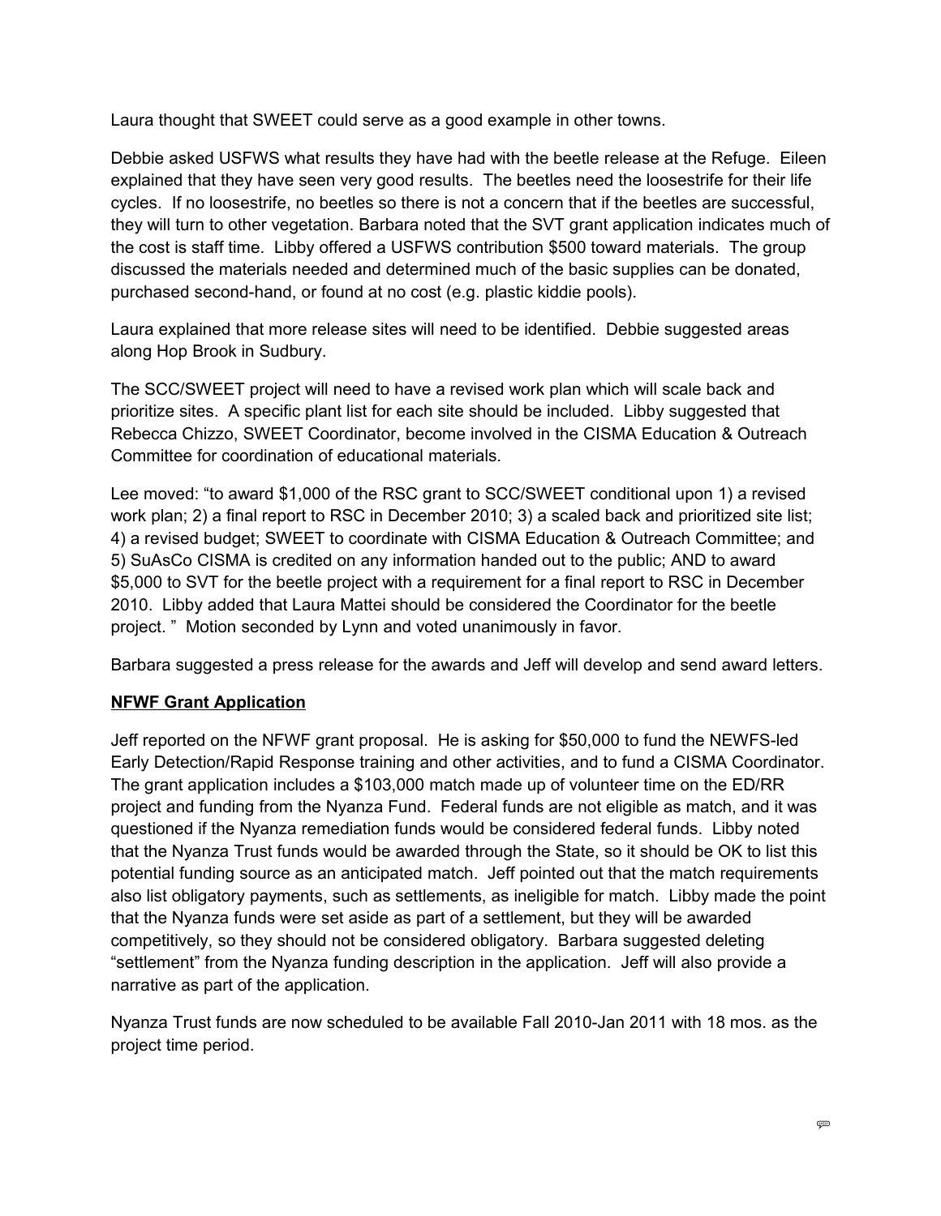Laura thought that SWEET could serve as a good example in other towns.

Debbie asked USFWS what results they have had with the beetle release at the Refuge. Eileen explained that they have seen very good results. The beetles need the loosestrife for their life cycles. If no loosestrife, no beetles so there is not a concern that if the beetles are successful, they will turn to other vegetation. Barbara noted that the SVT grant application indicates much of the cost is staff time. Libby offered a USFWS contribution $500 toward materials. The group discussed the materials needed and determined much of the basic supplies can be donated, purchased second-hand, or found at no cost (e.g. plastic kiddie pools).

Laura explained that more release sites will need to be identified. Debbie suggested areas along Hop Brook in Sudbury.

The SCC/SWEET project will need to have a revised work plan which will scale back and prioritize sites. A specific plant list for each site should be included. Libby suggested that Rebecca Chizzo, SWEET Coordinator, become involved in the CISMA Education & Outreach Committee for coordination of educational materials.

Lee moved: "to award $1,000 of the RSC grant to SCC/SWEET conditional upon 1) a revised work plan; 2) a final report to RSC in December 2010; 3) a scaled back and prioritized site list; 4) a revised budget; SWEET to coordinate with CISMA Education & Outreach Committee; and 5) SuAsCo CISMA is credited on any information handed out to the public; AND to award $5,000 to SVT for the beetle project with a requirement for a final report to RSC in December 2010. Libby added that Laura Mattei should be considered the Coordinator for the beetle project. " Motion seconded by Lynn and voted unanimously in favor.

Barbara suggested a press release for the awards and Jeff will develop and send award letters.

**NFWF Grant Application**

Jeff reported on the NFWF grant proposal. He is asking for $50,000 to fund the NEWFS-led Early Detection/Rapid Response training and other activities, and to fund a CISMA Coordinator. The grant application includes a $103,000 match made up of volunteer time on the ED/RR project and funding from the Nyanza Fund. Federal funds are not eligible as match, and it was questioned if the Nyanza remediation funds would be considered federal funds. Libby noted that the Nyanza Trust funds would be awarded through the State, so it should be OK to list this potential funding source as an anticipated match. Jeff pointed out that the match requirements also list obligatory payments, such as settlements, as ineligible for match. Libby made the point that the Nyanza funds were set aside as part of a settlement, but they will be awarded competitively, so they should not be considered obligatory. Barbara suggested deleting "settlement" from the Nyanza funding description in the application. Jeff will also provide a narrative as part of the application.

Nyanza Trust funds are now scheduled to be available Fall 2010-Jan 2011 with 18 mos. as the project time period.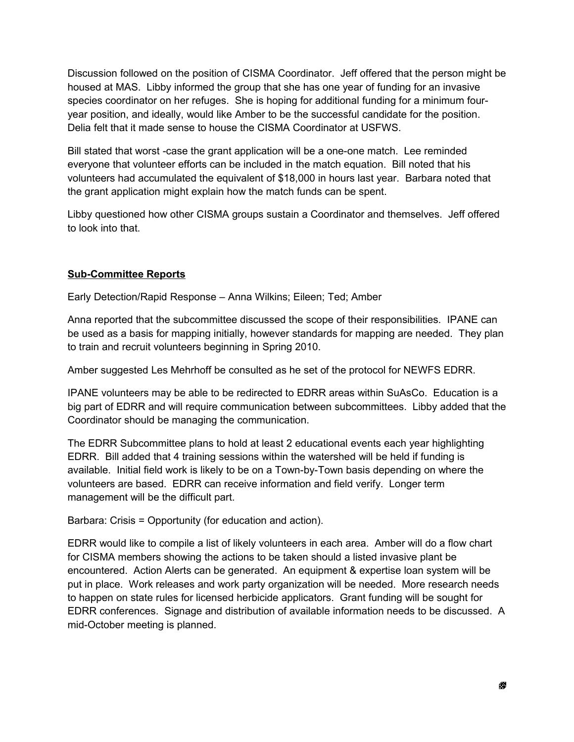Discussion followed on the position of CISMA Coordinator. Jeff offered that the person might be housed at MAS. Libby informed the group that she has one year of funding for an invasive species coordinator on her refuges. She is hoping for additional funding for a minimum four-year position, and ideally, would like Amber to be the successful candidate for the position. Delia felt that it made sense to house the CISMA Coordinator at USFWS.

Bill stated that worst -case the grant application will be a one-one match. Lee reminded everyone that volunteer efforts can be included in the match equation. Bill noted that his volunteers had accumulated the equivalent of $18,000 in hours last year. Barbara noted that the grant application might explain how the match funds can be spent.

Libby questioned how other CISMA groups sustain a Coordinator and themselves. Jeff offered to look into that.

**Sub-Committee Reports**

Early Detection/Rapid Response – Anna Wilkins; Eileen; Ted; Amber

Anna reported that the subcommittee discussed the scope of their responsibilities. IPANE can be used as a basis for mapping initially, however standards for mapping are needed. They plan to train and recruit volunteers beginning in Spring 2010.

Amber suggested Les Mehrhoff be consulted as he set of the protocol for NEWFS EDRR.

IPANE volunteers may be able to be redirected to EDRR areas within SuAsCo. Education is a big part of EDRR and will require communication between subcommittees. Libby added that the Coordinator should be managing the communication.

The EDRR Subcommittee plans to hold at least 2 educational events each year highlighting EDRR. Bill added that 4 training sessions within the watershed will be held if funding is available. Initial field work is likely to be on a Town-by-Town basis depending on where the volunteers are based. EDRR can receive information and field verify. Longer term management will be the difficult part.

Barbara: Crisis = Opportunity (for education and action).

EDRR would like to compile a list of likely volunteers in each area. Amber will do a flow chart for CISMA members showing the actions to be taken should a listed invasive plant be encountered. Action Alerts can be generated. An equipment & expertise loan system will be put in place. Work releases and work party organization will be needed. More research needs to happen on state rules for licensed herbicide applicators. Grant funding will be sought for EDRR conferences. Signage and distribution of available information needs to be discussed. A mid-October meeting is planned.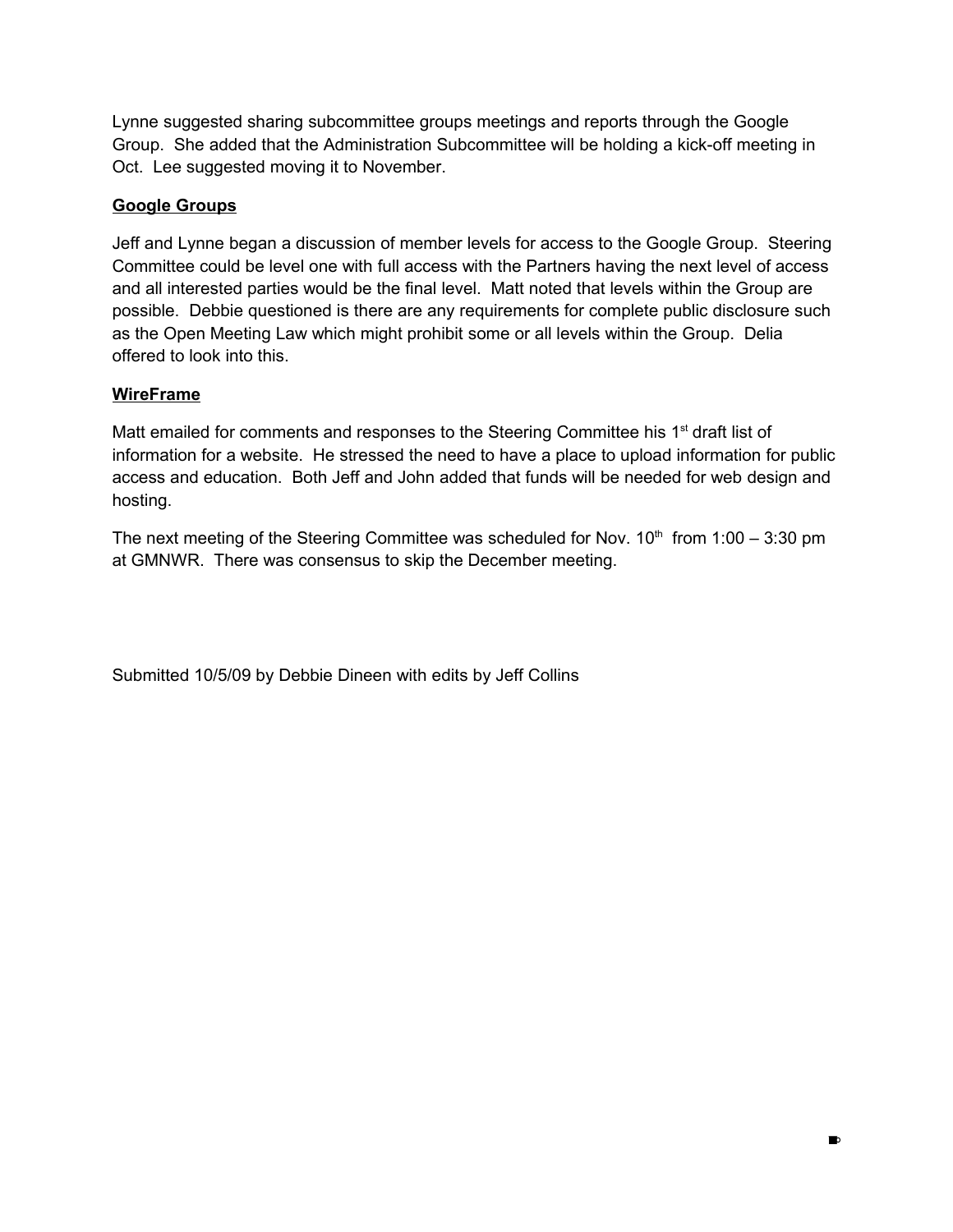Lynne suggested sharing subcommittee groups meetings and reports through the Google Group. She added that the Administration Subcommittee will be holding a kick-off meeting in Oct. Lee suggested moving it to November.

**Google Groups**

Jeff and Lynne began a discussion of member levels for access to the Google Group. Steering Committee could be level one with full access with the Partners having the next level of access and all interested parties would be the final level. Matt noted that levels within the Group are possible. Debbie questioned is there are any requirements for complete public disclosure such as the Open Meeting Law which might prohibit some or all levels within the Group. Delia offered to look into this.

**WireFrame**

Matt emailed for comments and responses to the Steering Committee his 1st draft list of information for a website. He stressed the need to have a place to upload information for public access and education. Both Jeff and John added that funds will be needed for web design and hosting.

The next meeting of the Steering Committee was scheduled for Nov. 10th from 1:00 – 3:30 pm at GMNWR. There was consensus to skip the December meeting.

Submitted 10/5/09 by Debbie Dineen with edits by Jeff Collins